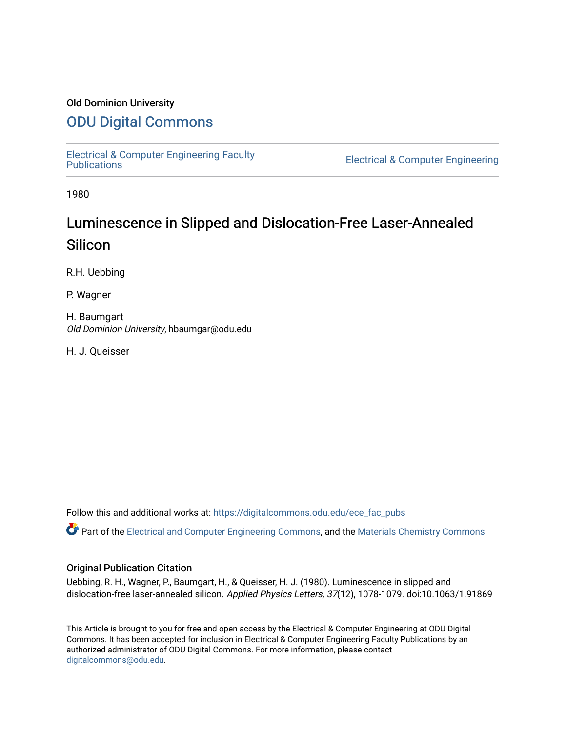Old Dominion University

# ODU Digital Commons

Electrical & Computer Engineering Faculty Publications

Electrical & Computer Engineering

1980

# Luminescence in Slipped and Dislocation-Free Laser-Annealed Silicon

R.H. Uebbing

P. Wagner

H. Baumgart
*Old Dominion University*, hbaumgar@odu.edu

H. J. Queisser

Follow this and additional works at: https://digitalcommons.odu.edu/ece_fac_pubs

Part of the Electrical and Computer Engineering Commons, and the Materials Chemistry Commons

## Original Publication Citation

Uebbing, R. H., Wagner, P., Baumgart, H., & Queisser, H. J. (1980). Luminescence in slipped and dislocation-free laser-annealed silicon. *Applied Physics Letters, 37*(12), 1078-1079. doi:10.1063/1.91869

This Article is brought to you for free and open access by the Electrical & Computer Engineering at ODU Digital Commons. It has been accepted for inclusion in Electrical & Computer Engineering Faculty Publications by an authorized administrator of ODU Digital Commons. For more information, please contact digitalcommons@odu.edu.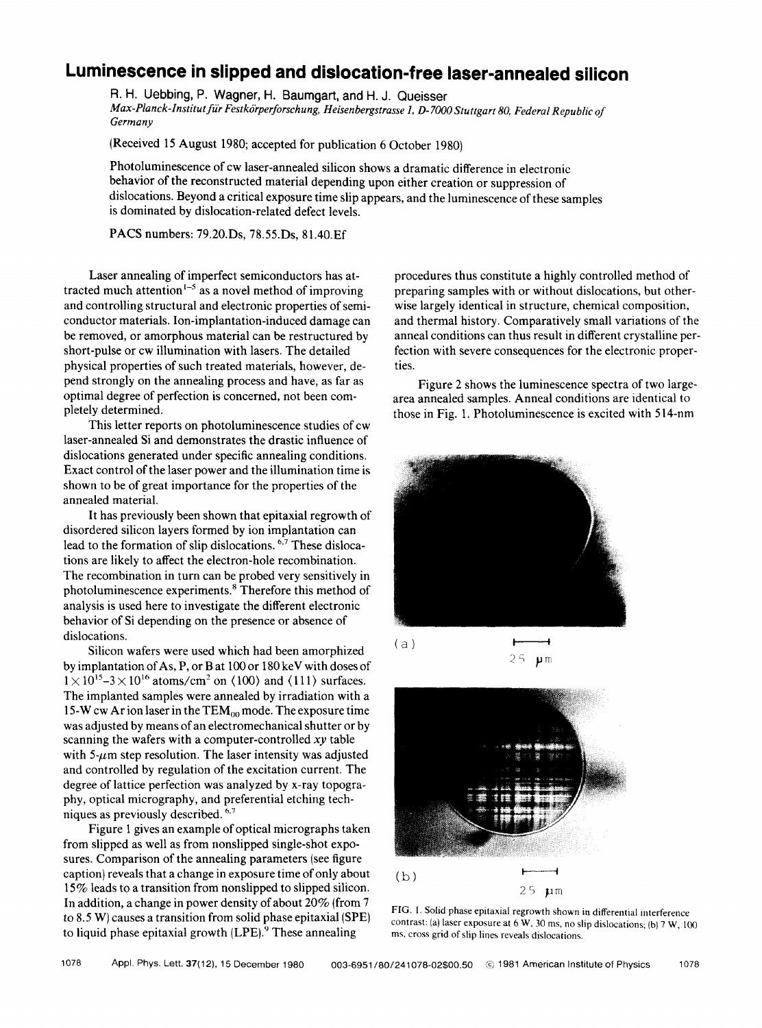# Luminescence in slipped and dislocation-free laser-annealed silicon

R. H. Uebbing, P. Wagner, H. Baumgart, and H. J. Queisser

*Max-Planck-Institut für Festkörperforschung, Heisenbergstrasse 1, D-7000 Stuttgart 80, Federal Republic of Germany*

(Received 15 August 1980; accepted for publication 6 October 1980)

Photoluminescence of cw laser-annealed silicon shows a dramatic difference in electronic behavior of the reconstructed material depending upon either creation or suppression of dislocations. Beyond a critical exposure time slip appears, and the luminescence of these samples is dominated by dislocation-related defect levels.

PACS numbers: 79.20.Ds, 78.55.Ds, 81.40.Ef

Laser annealing of imperfect semiconductors has attracted much attention[1–5] as a novel method of improving and controlling structural and electronic properties of semiconductor materials. Ion-implantation-induced damage can be removed, or amorphous material can be restructured by short-pulse or cw illumination with lasers. The detailed physical properties of such treated materials, however, depend strongly on the annealing process and have, as far as optimal degree of perfection is concerned, not been completely determined.

This letter reports on photoluminescence studies of cw laser-annealed Si and demonstrates the drastic influence of dislocations generated under specific annealing conditions. Exact control of the laser power and the illumination time is shown to be of great importance for the properties of the annealed material.

It has previously been shown that epitaxial regrowth of disordered silicon layers formed by ion implantation can lead to the formation of slip dislocations.[6,7] These dislocations are likely to affect the electron-hole recombination. The recombination in turn can be probed very sensitively in photoluminescence experiments.[8] Therefore this method of analysis is used here to investigate the different electronic behavior of Si depending on the presence or absence of dislocations.

Silicon wafers were used which had been amorphized by implantation of As, P, or B at 100 or 180 keV with doses of $1 \times 10^{15}$–$3 \times 10^{16}$ atoms/cm$^2$ on ⟨100⟩ and ⟨111⟩ surfaces. The implanted samples were annealed by irradiation with a 15-W cw Ar ion laser in the $TEM_{00}$ mode. The exposure time was adjusted by means of an electromechanical shutter or by scanning the wafers with a computer-controlled $xy$ table with 5-$\mu$m step resolution. The laser intensity was adjusted and controlled by regulation of the excitation current. The degree of lattice perfection was analyzed by x-ray topography, optical micrography, and preferential etching techniques as previously described.[6,7]

Figure 1 gives an example of optical micrographs taken from slipped as well as from nonslipped single-shot exposures. Comparison of the annealing parameters (see figure caption) reveals that a change in exposure time of only about 15% leads to a transition from nonslipped to slipped silicon. In addition, a change in power density of about 20% (from 7 to 8.5 W) causes a transition from solid phase epitaxial (SPE) to liquid phase epitaxial growth (LPE).[9] These annealing procedures thus constitute a highly controlled method of preparing samples with or without dislocations, but otherwise largely identical in structure, chemical composition, and thermal history. Comparatively small variations of the anneal conditions can thus result in different crystalline perfection with severe consequences for the electronic properties.

Figure 2 shows the luminescence spectra of two large-area annealed samples. Anneal conditions are identical to those in Fig. 1. Photoluminescence is excited with 514-nm

(a) 25 μm

(b) 25 μm

FIG. 1. Solid phase epitaxial regrowth shown in differential interference contrast: (a) laser exposure at 6 W, 30 ms, no slip dislocations; (b) 7 W, 100 ms, cross grid of slip lines reveals dislocations.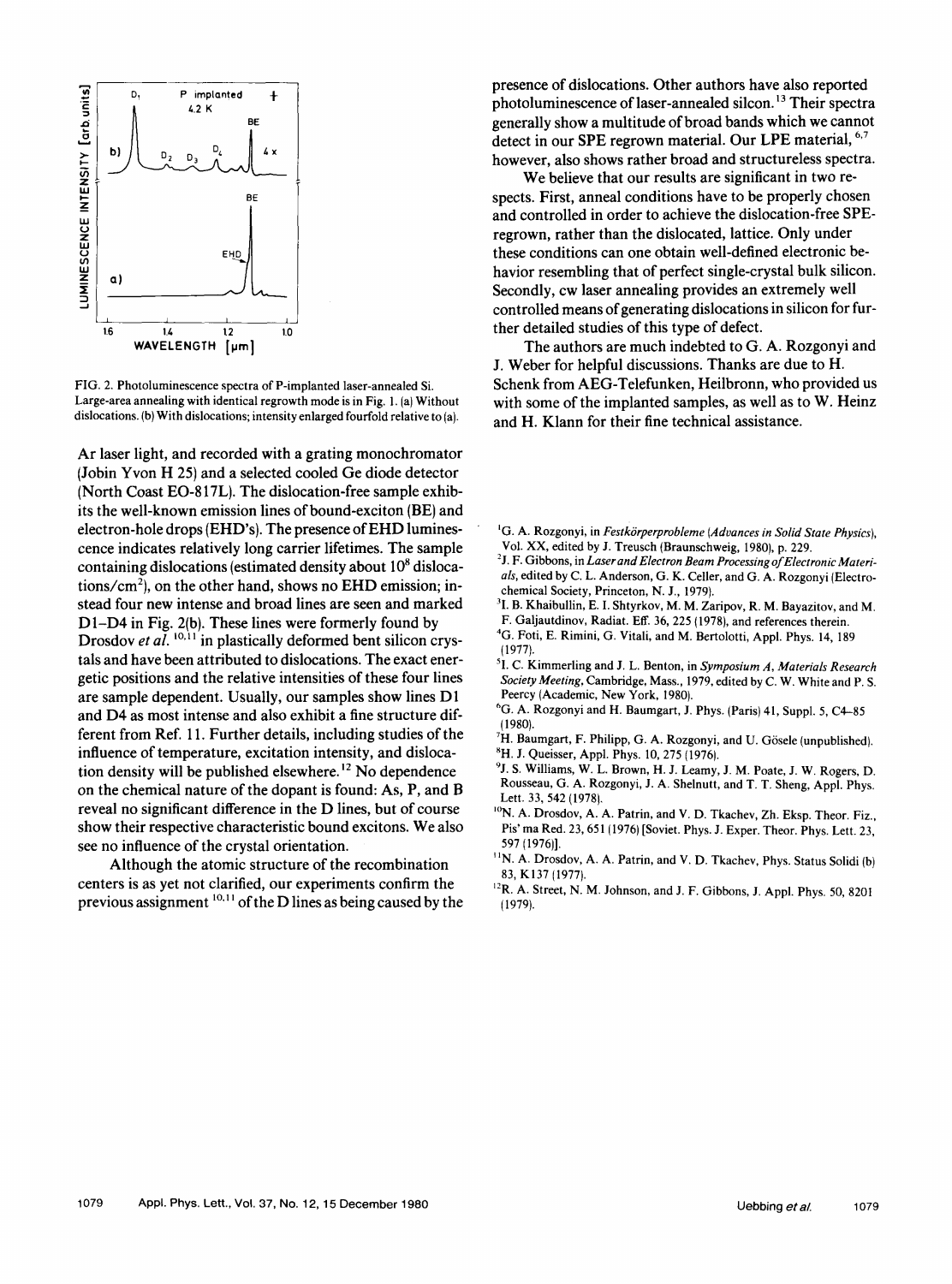LUMINESCENCE INTENSITY [arb. units]

P implanted
4.2 K

b)
D1
D2
D3
D4
BE
4 x

a)
BE
EHD

1.6
1.4
1.2
1.0
WAVELENGTH [μm]

FIG. 2. Photoluminescence spectra of P-implanted laser-annealed Si. Large-area annealing with identical regrowth mode is in Fig. 1. (a) Without dislocations. (b) With dislocations; intensity enlarged fourfold relative to (a).

Ar laser light, and recorded with a grating monochromator (Jobin Yvon H 25) and a selected cooled Ge diode detector (North Coast EO-817L). The dislocation-free sample exhibits the well-known emission lines of bound-exciton (BE) and electron-hole drops (EHD's). The presence of EHD luminescence indicates relatively long carrier lifetimes. The sample containing dislocations (estimated density about $10^8$ dislocations/cm$^2$), on the other hand, shows no EHD emission; instead four new intense and broad lines are seen and marked D1–D4 in Fig. 2(b). These lines were formerly found by Drosdov *et al.*[10,11] in plastically deformed bent silicon crystals and have been attributed to dislocations. The exact energetic positions and the relative intensities of these four lines are sample dependent. Usually, our samples show lines D1 and D4 as most intense and also exhibit a fine structure different from Ref. 11. Further details, including studies of the influence of temperature, excitation intensity, and dislocation density will be published elsewhere.[12] No dependence on the chemical nature of the dopant is found: As, P, and B reveal no significant difference in the D lines, but of course show their respective characteristic bound excitons. We also see no influence of the crystal orientation.

Although the atomic structure of the recombination centers is as yet not clarified, our experiments confirm the previous assignment[10,11] of the D lines as being caused by the presence of dislocations. Other authors have also reported photoluminescence of laser-annealed silcon.[13] Their spectra generally show a multitude of broad bands which we cannot detect in our SPE regrown material. Our LPE material,[6,7] however, also shows rather broad and structureless spectra.

We believe that our results are significant in two respects. First, anneal conditions have to be properly chosen and controlled in order to achieve the dislocation-free SPE-regrown, rather than the dislocated, lattice. Only under these conditions can one obtain well-defined electronic behavior resembling that of perfect single-crystal bulk silicon. Secondly, cw laser annealing provides an extremely well controlled means of generating dislocations in silicon for further detailed studies of this type of defect.

The authors are much indebted to G. A. Rozgonyi and J. Weber for helpful discussions. Thanks are due to H. Schenk from AEG-Telefunken, Heilbronn, who provided us with some of the implanted samples, as well as to W. Heinz and H. Klann for their fine technical assistance.

[1] G. A. Rozgonyi, in *Festkörperprobleme (Advances in Solid State Physics)*, Vol. XX, edited by J. Treusch (Braunschweig, 1980), p. 229.

[2] J. F. Gibbons, in *Laser and Electron Beam Processing of Electronic Materials*, edited by C. L. Anderson, G. K. Celler, and G. A. Rozgonyi (Electrochemical Society, Princeton, N. J., 1979).

[3] I. B. Khaibullin, E. I. Shtyrkov, M. M. Zaripov, R. M. Bayazitov, and M. F. Galjautdinov, Radiat. Eff. 36, 225 (1978), and references therein.

[4] G. Foti, E. Rimini, G. Vitali, and M. Bertolotti, Appl. Phys. 14, 189 (1977).

[5] I. C. Kimmerling and J. L. Benton, in *Symposium A, Materials Research Society Meeting*, Cambridge, Mass., 1979, edited by C. W. White and P. S. Peercy (Academic, New York, 1980).

[6] G. A. Rozgonyi and H. Baumgart, J. Phys. (Paris) 41, Suppl. 5, C4–85 (1980).

[7] H. Baumgart, F. Philipp, G. A. Rozgonyi, and U. Gösele (unpublished).

[8] H. J. Queisser, Appl. Phys. 10, 275 (1976).

[9] J. S. Williams, W. L. Brown, H. J. Leamy, J. M. Poate, J. W. Rogers, D. Rousseau, G. A. Rozgonyi, J. A. Shelnutt, and T. T. Sheng, Appl. Phys. Lett. 33, 542 (1978).

[10] N. A. Drosdov, A. A. Patrin, and V. D. Tkachev, Zh. Eksp. Theor. Fiz., Pis' ma Red. 23, 651 (1976) [Soviet. Phys. J. Exper. Theor. Phys. Lett. 23, 597 (1976)].

[11] N. A. Drosdov, A. A. Patrin, and V. D. Tkachev, Phys. Status Solidi (b) 83, K137 (1977).

[12] R. A. Street, N. M. Johnson, and J. F. Gibbons, J. Appl. Phys. 50, 8201 (1979).